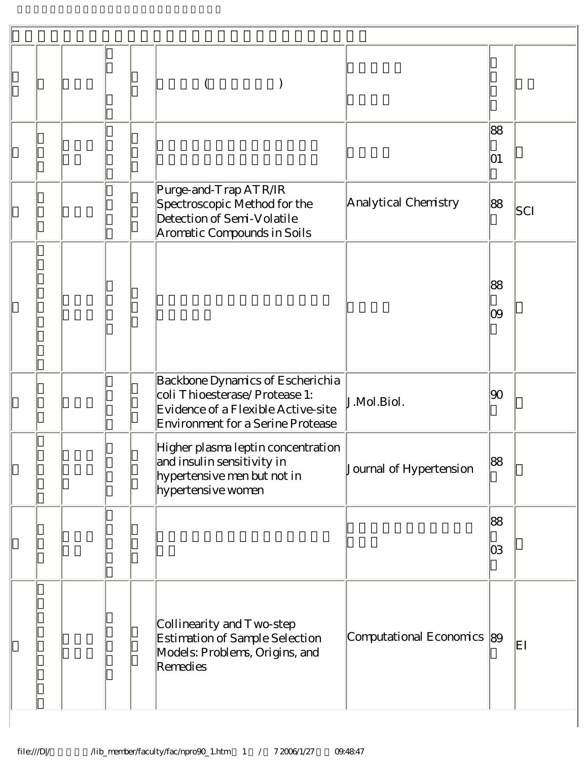| | | | | | ( ) | | | |
|---|---|---|---|---|---|---|---|---|
| | | | | | | | 88 01 | |
| | | | | | Purge-and-Trap ATR/IR Spectroscopic Method for the Detection of Semi-Volatile Aromatic Compounds in Soils | Analytical Chemistry | 88 | SCI |
| | | | | | | | 88 09 | |
| | | | | | Backbone Dynamics of Escherichia coli Thioesterase/Protease 1: Evidence of a Flexible Active-site Environment for a Serine Protease | J.Mol.Biol. | 90 | |
| | | | | | Higher plasma leptin concentration and insulin sensitivity in hypertensive men but not in hypertensive women | Journal of Hypertension | 88 | |
| | | | | | | | 88 03 | |
| | | | | | Collinearity and Two-step Estimation of Sample Selection Models: Problems, Origins, and Remedies | Computational Economics | 89 | EI |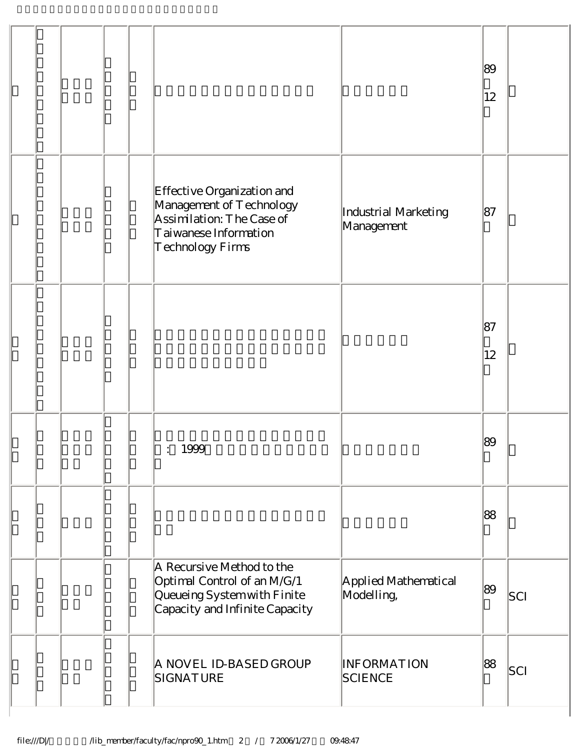| | | | | | | | | |
|---|---|---|---|---|---|---|---|---|
| | | | | | | | 89 12 | |
| | | | | | Effective Organization and Management of Technology Assimilation: The Case of Taiwanese Information Technology Firms | Industrial Marketing Management | 87 | |
| | | | | | | | 87 12 | |
| | | | | | : 1999 | | 89 | |
| | | | | | | | 88 | |
| | | | | | A Recursive Method to the Optimal Control of an M/G/1 Queueing System with Finite Capacity and Infinite Capacity | Applied Mathematical Modelling, | 89 | SCI |
| | | | | | A NOVEL ID-BASED GROUP SIGNATURE | INFORMATION SCIENCE | 88 | SCI |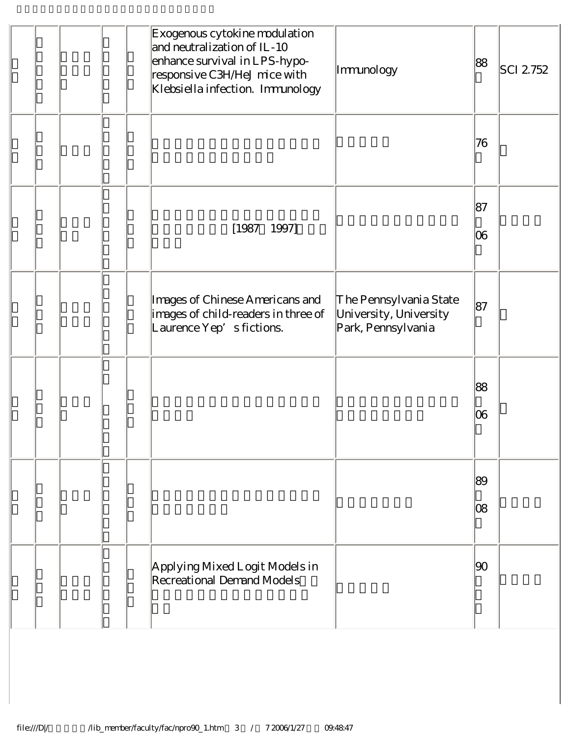| | | | | | | | | |
|---|---|---|---|---|---|---|---|---|
| | | | | | Exogenous cytokine modulation and neutralization of IL-10 enhance survival in LPS-hypo-responsive C3H/HeJ mice with Klebsiella infection. Immunology | Immunology | 88 | SCI 2.752 |
| | | | | | | | 76 | |
| | | | | | [1987 1997] | | 87 06 | |
| | | | | | Images of Chinese Americans and images of child-readers in three of Laurence Yep' s fictions. | The Pennsylvania State University, University Park, Pennsylvania | 87 | |
| | | | | | | | 88 06 | |
| | | | | | | | 89 08 | |
| | | | | | Applying Mixed Logit Models in Recreational Demand Models | | 90 | |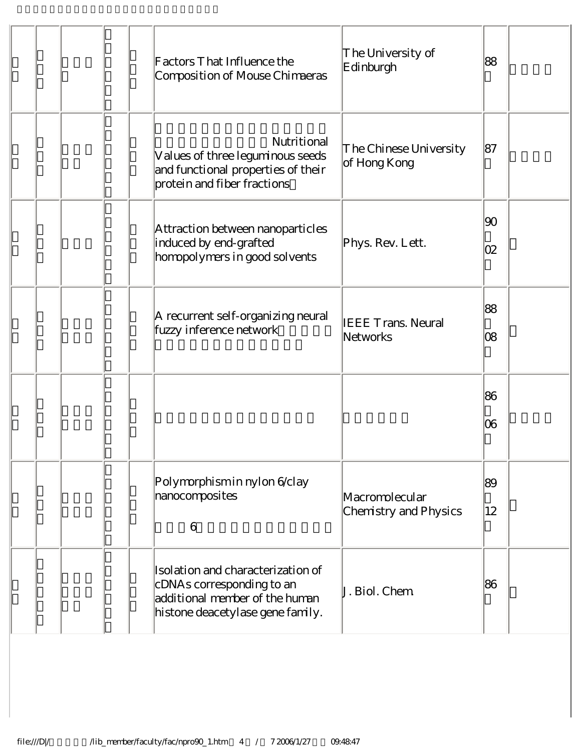| | | | | | | | | |
|---|---|---|---|---|---|---|---|---|
| | | | | | Factors That Influence the Composition of Mouse Chimaeras | The University of Edinburgh | 88 | |
| | | | | | Nutritional Values of three leguminous seeds and functional properties of their protein and fiber fractions | The Chinese University of Hong Kong | 87 | |
| | | | | | Attraction between nanoparticles induced by end-grafted homopolymers in good solvents | Phys. Rev. Lett. | 90 02 | |
| | | | | | A recurrent self-organizing neural fuzzy inference network | IEEE Trans. Neural Networks | 88 08 | |
| | | | | | | | 86 06 | |
| | | | | | Polymorphism in nylon 6/clay nanocomposites | Macromolecular Chemistry and Physics | 89 12 | |
| | | | | | Isolation and characterization of cDNAs corresponding to an additional member of the human histone deacetylase gene family. | J. Biol. Chem. | 86 | |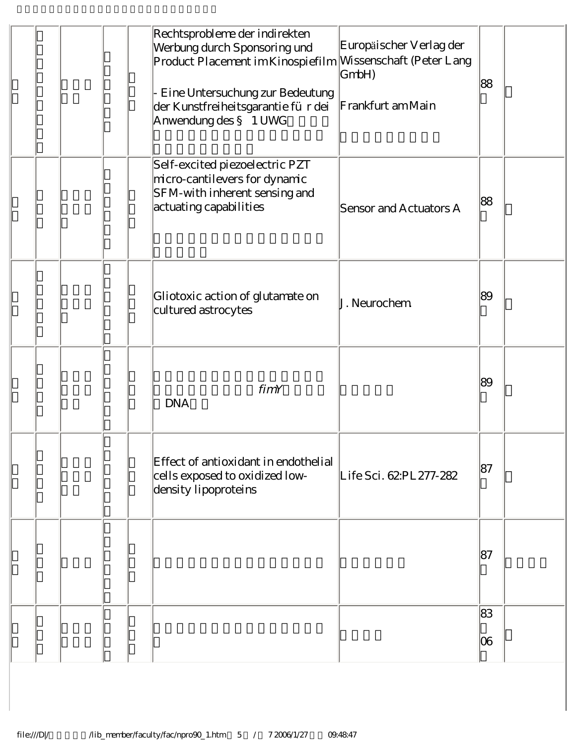| | | | | | | | | |
|---|---|---|---|---|---|---|---|---|
| | | | | | Rechtsprobleme der indirekten Werbung durch Sponsoring und Product Placement im Kinospiefilm<br><br>- Eine Untersuchung zur Bedeutung der Kunstfreiheitsgarantie für dei Anwendung des § 1 UWG | Europäischer Verlag der Wissenschaft (Peter Lang GmbH)<br><br>Frankfurt am Main | 88 | |
| | | | | | Self-excited piezoelectric PZT micro-cantilevers for dynamic SFM-with inherent sensing and actuating capabilities | Sensor and Actuators A | 88 | |
| | | | | | Gliotoxic action of glutamate on cultured astrocytes | J. Neurochem. | 89 | |
| | | | | | *fimY* DNA | | 89 | |
| | | | | | Effect of antioxidant in endothelial cells exposed to oxidized low-density lipoproteins | Life Sci. 62:PL277-282 | 87 | |
| | | | | | | | 87 | |
| | | | | | | | 83<br>06 | |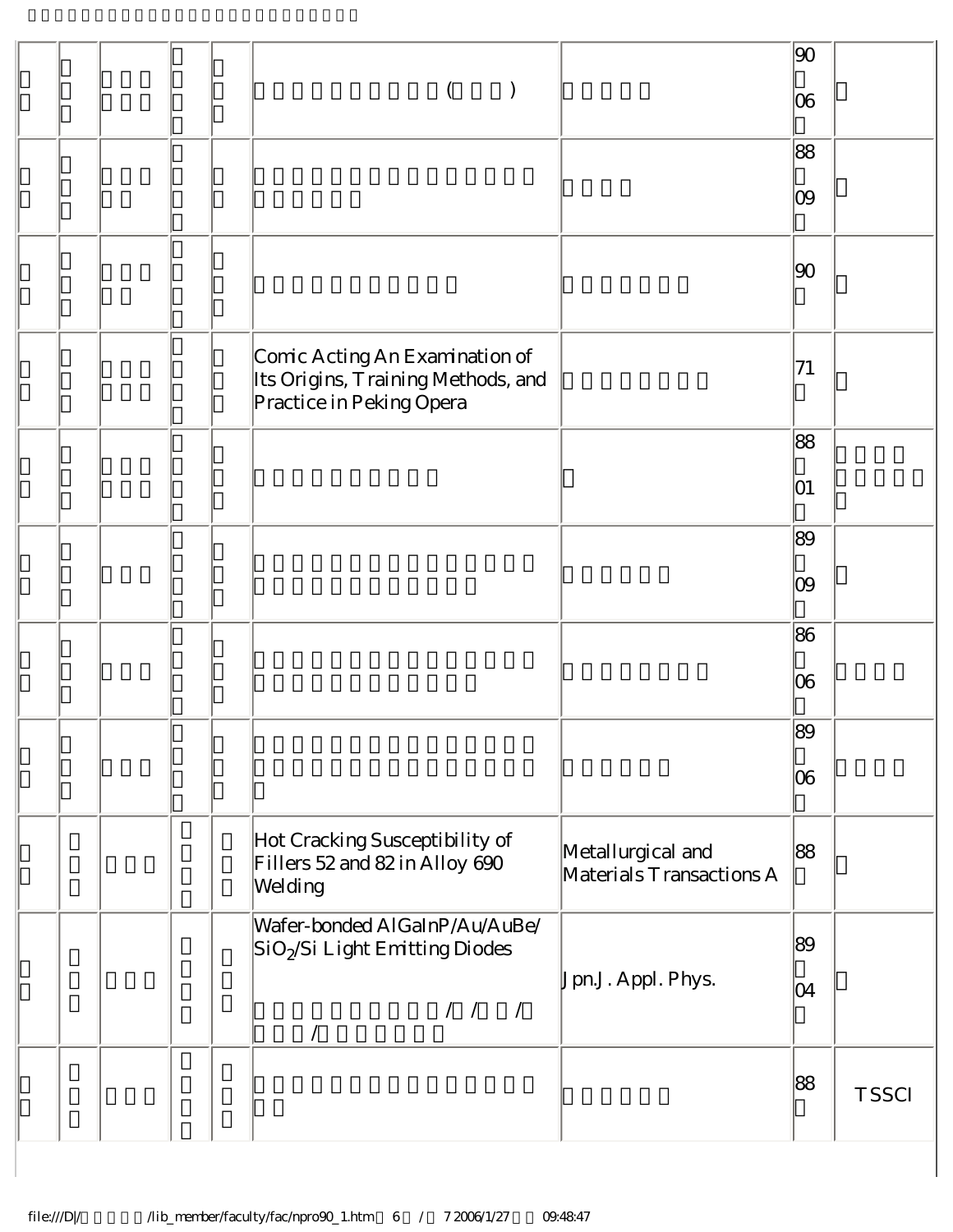| | | | | | | | | |
|---|---|---|---|---|---|---|---|---|
| | | | | | | | 90 06 | |
| | | | | | | | 88 09 | |
| | | | | | | | 90 | |
| | | | | | Comic Acting An Examination of Its Origins, Training Methods, and Practice in Peking Opera | | 71 | |
| | | | | | | | 88 01 | |
| | | | | | | | 89 09 | |
| | | | | | | | 86 06 | |
| | | | | | | | 89 06 | |
| | | | | | Hot Cracking Susceptibility of Fillers 52 and 82 in Alloy 690 Welding | Metallurgical and Materials Transactions A | 88 | |
| | | | | | Wafer-bonded AlGaInP/Au/AuBe/$SiO_2$/Si Light Emitting Diodes | Jpn.J. Appl. Phys. | 89 04 | |
| | | | | | | | 88 | TSSCI |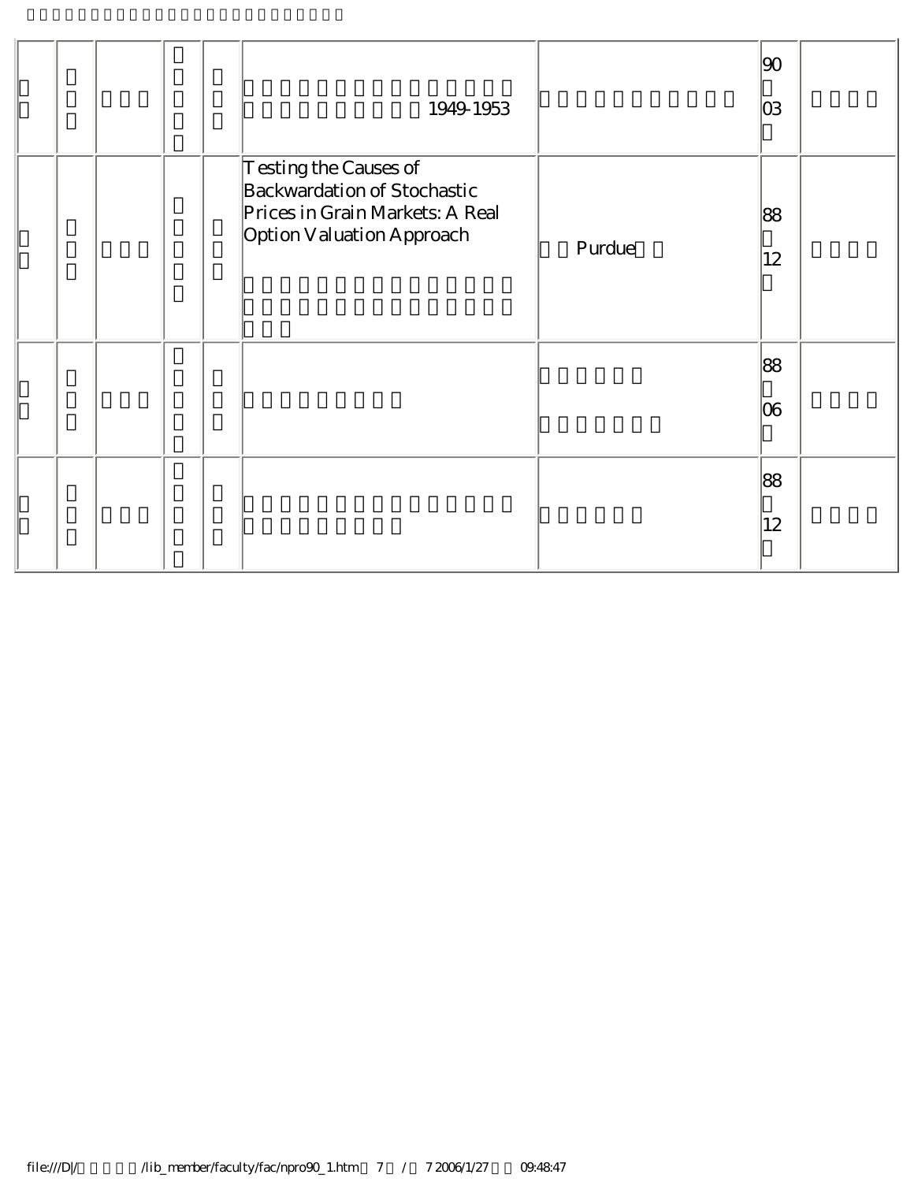| | | | | | | | | |
|---|---|---|---|---|---|---|---|---|
| □□ | □□□ | □□□ | □□□□□ | □□□ | □□□□□□□□□□□□□□□□□□□□□□□□□1949-1953 | □□□□□□□□□□□□ | 90□03□ | □□□□ |
| □□ | □□□ | □□□ | □□□□□ | □□□ | Testing the Causes of Backwardation of Stochastic Prices in Grain Markets: A Real Option Valuation Approach □□□□□□□□□□□□□□□□□□□□□□□□□□□□□□□□□ | □□Purdue□□ | 88□12□ | □□□□ |
| □□ | □□□ | □□□ | □□□□□ | □□□ | □□□□□□□□□ | □□□□□□ □□□□□□□ | 88□06□ | □□□□ |
| □□ | □□□ | □□□ | □□□□□ | □□□ | □□□□□□□□□□□□□□□□□□□□□□□□ | □□□□□□ | 88□12□ | □□□□ |